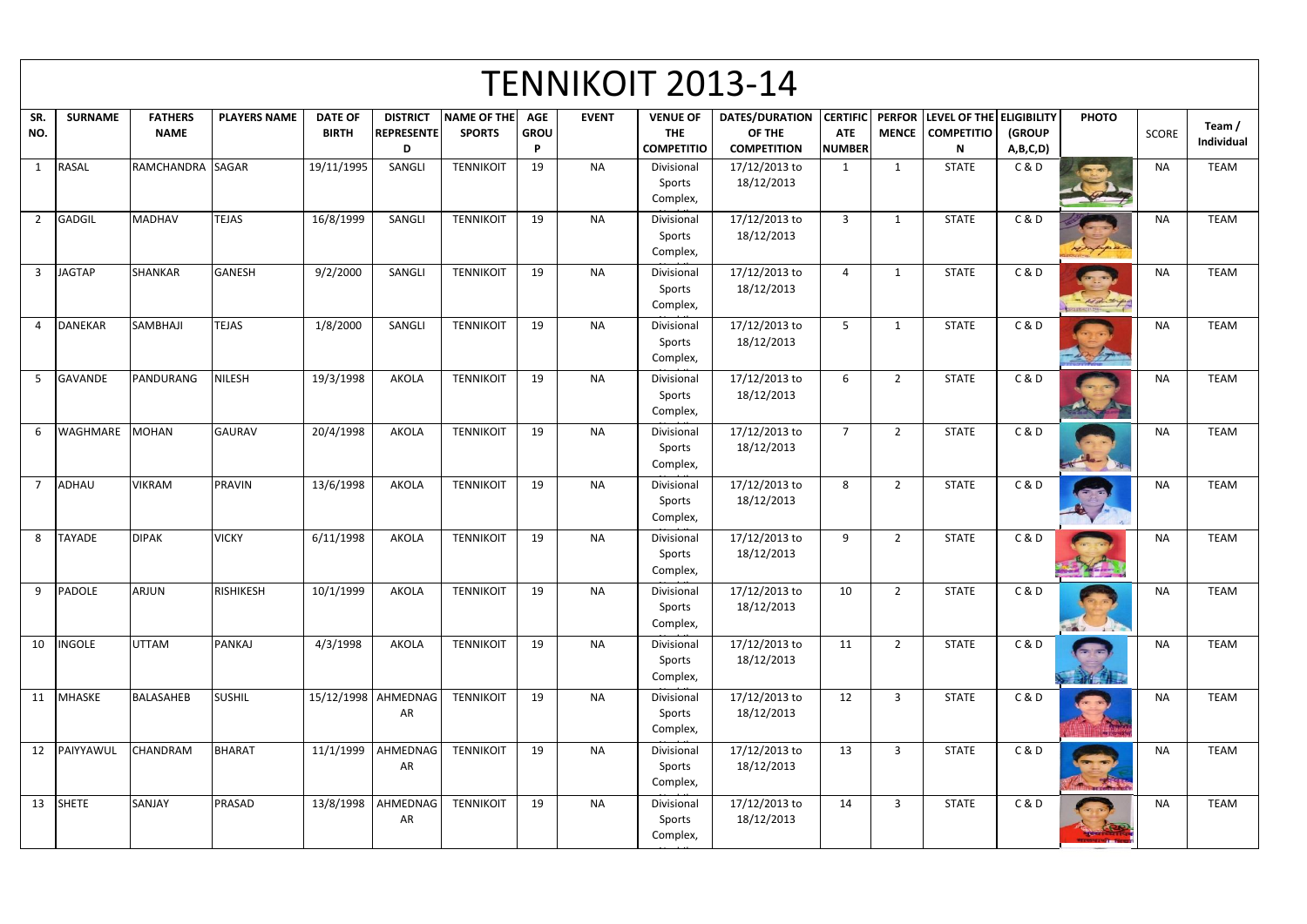# TENNIKOIT 2013-14

| SR. NO. | SURNAME | FATHERS NAME | PLAYERS NAME | DATE OF BIRTH | DISTRICT REPRESENTED | NAME OF THE SPORTS | AGE GROUP | EVENT | VENUE OF THE COMPETITION | DATES/DURATION OF THE COMPETITION | CERTIFICATE NUMBER | PERFORMENCE | LEVEL OF THE COMPETITION | ELIGIBILITY (GROUP A,B,C,D) | PHOTO | SCORE | Team / Individual |
|---|---|---|---|---|---|---|---|---|---|---|---|---|---|---|---|---|---|
| 1 | RASAL | RAMCHANDRA | SAGAR | 19/11/1995 | SANGLI | TENNIKOIT | 19 | NA | Divisional Sports Complex, | 17/12/2013 to 18/12/2013 | 1 | 1 | STATE | C & D | | NA | TEAM |
| 2 | GADGIL | MADHAV | TEJAS | 16/8/1999 | SANGLI | TENNIKOIT | 19 | NA | Divisional Sports Complex, | 17/12/2013 to 18/12/2013 | 3 | 1 | STATE | C & D | | NA | TEAM |
| 3 | JAGTAP | SHANKAR | GANESH | 9/2/2000 | SANGLI | TENNIKOIT | 19 | NA | Divisional Sports Complex, | 17/12/2013 to 18/12/2013 | 4 | 1 | STATE | C & D | | NA | TEAM |
| 4 | DANEKAR | SAMBHAJI | TEJAS | 1/8/2000 | SANGLI | TENNIKOIT | 19 | NA | Divisional Sports Complex, | 17/12/2013 to 18/12/2013 | 5 | 1 | STATE | C & D | | NA | TEAM |
| 5 | GAVANDE | PANDURANG | NILESH | 19/3/1998 | AKOLA | TENNIKOIT | 19 | NA | Divisional Sports Complex, | 17/12/2013 to 18/12/2013 | 6 | 2 | STATE | C & D | | NA | TEAM |
| 6 | WAGHMARE | MOHAN | GAURAV | 20/4/1998 | AKOLA | TENNIKOIT | 19 | NA | Divisional Sports Complex, | 17/12/2013 to 18/12/2013 | 7 | 2 | STATE | C & D | | NA | TEAM |
| 7 | ADHAU | VIKRAM | PRAVIN | 13/6/1998 | AKOLA | TENNIKOIT | 19 | NA | Divisional Sports Complex, | 17/12/2013 to 18/12/2013 | 8 | 2 | STATE | C & D | | NA | TEAM |
| 8 | TAYADE | DIPAK | VICKY | 6/11/1998 | AKOLA | TENNIKOIT | 19 | NA | Divisional Sports Complex, | 17/12/2013 to 18/12/2013 | 9 | 2 | STATE | C & D | | NA | TEAM |
| 9 | PADOLE | ARJUN | RISHIKESH | 10/1/1999 | AKOLA | TENNIKOIT | 19 | NA | Divisional Sports Complex, | 17/12/2013 to 18/12/2013 | 10 | 2 | STATE | C & D | | NA | TEAM |
| 10 | INGOLE | UTTAM | PANKAJ | 4/3/1998 | AKOLA | TENNIKOIT | 19 | NA | Divisional Sports Complex, | 17/12/2013 to 18/12/2013 | 11 | 2 | STATE | C & D | | NA | TEAM |
| 11 | MHASKE | BALASAHEB | SUSHIL | 15/12/1998 | AHMEDNAGAR | TENNIKOIT | 19 | NA | Divisional Sports Complex, | 17/12/2013 to 18/12/2013 | 12 | 3 | STATE | C & D | | NA | TEAM |
| 12 | PAIYYAWUL | CHANDRAM | BHARAT | 11/1/1999 | AHMEDNAGAR | TENNIKOIT | 19 | NA | Divisional Sports Complex, | 17/12/2013 to 18/12/2013 | 13 | 3 | STATE | C & D | | NA | TEAM |
| 13 | SHETE | SANJAY | PRASAD | 13/8/1998 | AHMEDNAGAR | TENNIKOIT | 19 | NA | Divisional Sports Complex, | 17/12/2013 to 18/12/2013 | 14 | 3 | STATE | C & D | | NA | TEAM |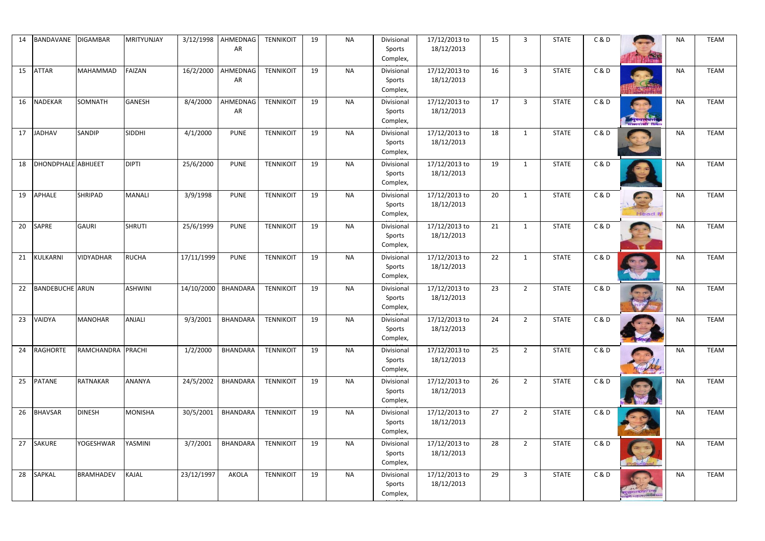| 14 | BANDAVANE | DIGAMBAR | MRITYUNJAY | 3/12/1998 | AHMEDNAGAR | TENNIKOIT | 19 | NA | Divisional Sports Complex, | 17/12/2013 to 18/12/2013 | 15 | 3 | STATE | C & D | | NA | TEAM |
|---|---|---|---|---|---|---|---|---|---|---|---|---|---|---|---|---|---|
| 15 | ATTAR | MAHAMMAD | FAIZAN | 16/2/2000 | AHMEDNAGAR | TENNIKOIT | 19 | NA | Divisional Sports Complex, | 17/12/2013 to 18/12/2013 | 16 | 3 | STATE | C & D | | NA | TEAM |
| 16 | NADEKAR | SOMNATH | GANESH | 8/4/2000 | AHMEDNAGAR | TENNIKOIT | 19 | NA | Divisional Sports Complex, | 17/12/2013 to 18/12/2013 | 17 | 3 | STATE | C & D | | NA | TEAM |
| 17 | JADHAV | SANDIP | SIDDHI | 4/1/2000 | PUNE | TENNIKOIT | 19 | NA | Divisional Sports Complex, | 17/12/2013 to 18/12/2013 | 18 | 1 | STATE | C & D | | NA | TEAM |
| 18 | DHONDPHALE | ABHIJEET | DIPTI | 25/6/2000 | PUNE | TENNIKOIT | 19 | NA | Divisional Sports Complex, | 17/12/2013 to 18/12/2013 | 19 | 1 | STATE | C & D | | NA | TEAM |
| 19 | APHALE | SHRIPAD | MANALI | 3/9/1998 | PUNE | TENNIKOIT | 19 | NA | Divisional Sports Complex, | 17/12/2013 to 18/12/2013 | 20 | 1 | STATE | C & D | | NA | TEAM |
| 20 | SAPRE | GAURI | SHRUTI | 25/6/1999 | PUNE | TENNIKOIT | 19 | NA | Divisional Sports Complex, | 17/12/2013 to 18/12/2013 | 21 | 1 | STATE | C & D | | NA | TEAM |
| 21 | KULKARNI | VIDYADHAR | RUCHA | 17/11/1999 | PUNE | TENNIKOIT | 19 | NA | Divisional Sports Complex, | 17/12/2013 to 18/12/2013 | 22 | 1 | STATE | C & D | | NA | TEAM |
| 22 | BANDEBUCHE | ARUN | ASHWINI | 14/10/2000 | BHANDARA | TENNIKOIT | 19 | NA | Divisional Sports Complex, | 17/12/2013 to 18/12/2013 | 23 | 2 | STATE | C & D | | NA | TEAM |
| 23 | VAIDYA | MANOHAR | ANJALI | 9/3/2001 | BHANDARA | TENNIKOIT | 19 | NA | Divisional Sports Complex, | 17/12/2013 to 18/12/2013 | 24 | 2 | STATE | C & D | | NA | TEAM |
| 24 | RAGHORTE | RAMCHANDRA | PRACHI | 1/2/2000 | BHANDARA | TENNIKOIT | 19 | NA | Divisional Sports Complex, | 17/12/2013 to 18/12/2013 | 25 | 2 | STATE | C & D | | NA | TEAM |
| 25 | PATANE | RATNAKAR | ANANYA | 24/5/2002 | BHANDARA | TENNIKOIT | 19 | NA | Divisional Sports Complex, | 17/12/2013 to 18/12/2013 | 26 | 2 | STATE | C & D | | NA | TEAM |
| 26 | BHAVSAR | DINESH | MONISHA | 30/5/2001 | BHANDARA | TENNIKOIT | 19 | NA | Divisional Sports Complex, | 17/12/2013 to 18/12/2013 | 27 | 2 | STATE | C & D | | NA | TEAM |
| 27 | SAKURE | YOGESHWAR | YASMINI | 3/7/2001 | BHANDARA | TENNIKOIT | 19 | NA | Divisional Sports Complex, | 17/12/2013 to 18/12/2013 | 28 | 2 | STATE | C & D | | NA | TEAM |
| 28 | SAPKAL | BRAMHADEV | KAJAL | 23/12/1997 | AKOLA | TENNIKOIT | 19 | NA | Divisional Sports Complex, | 17/12/2013 to 18/12/2013 | 29 | 3 | STATE | C & D | | NA | TEAM |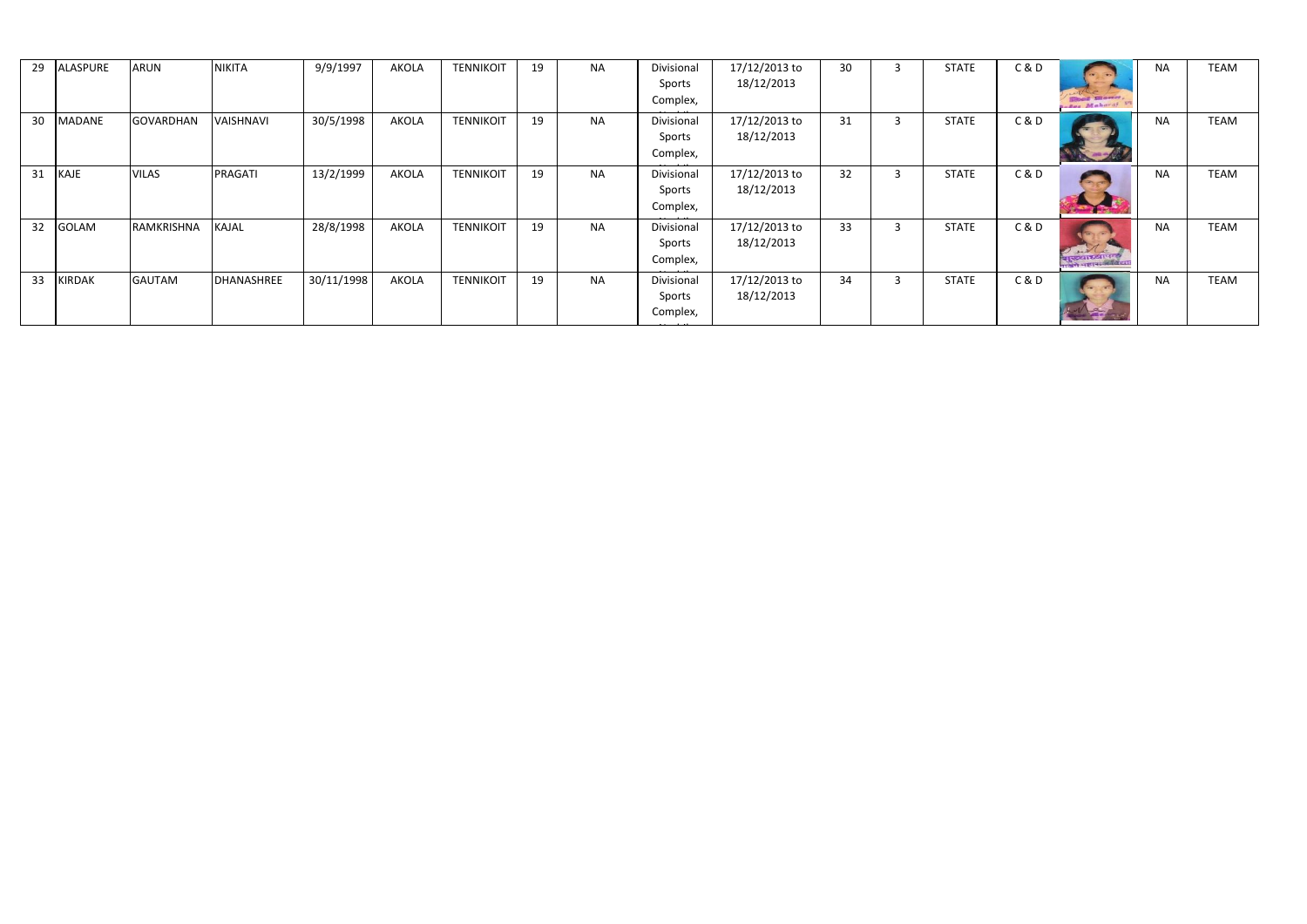| | | | | | | | | | | | | | | | | | | |
|---|---|---|---|---|---|---|---|---|---|---|---|---|---|---|---|---|---|---|
| 29 | ALASPURE | ARUN | NIKITA | 9/9/1997 | AKOLA | TENNIKOIT | 19 | NA | Divisional Sports Complex, | 17/12/2013 to 18/12/2013 | 30 | 3 | STATE | C & D | | NA | TEAM |
| 30 | MADANE | GOVARDHAN | VAISHNAVI | 30/5/1998 | AKOLA | TENNIKOIT | 19 | NA | Divisional Sports Complex, | 17/12/2013 to 18/12/2013 | 31 | 3 | STATE | C & D | | NA | TEAM |
| 31 | KAJE | VILAS | PRAGATI | 13/2/1999 | AKOLA | TENNIKOIT | 19 | NA | Divisional Sports Complex, | 17/12/2013 to 18/12/2013 | 32 | 3 | STATE | C & D | | NA | TEAM |
| 32 | GOLAM | RAMKRISHNA | KAJAL | 28/8/1998 | AKOLA | TENNIKOIT | 19 | NA | Divisional Sports Complex, | 17/12/2013 to 18/12/2013 | 33 | 3 | STATE | C & D | | NA | TEAM |
| 33 | KIRDAK | GAUTAM | DHANASHREE | 30/11/1998 | AKOLA | TENNIKOIT | 19 | NA | Divisional Sports Complex, | 17/12/2013 to 18/12/2013 | 34 | 3 | STATE | C & D | | NA | TEAM |